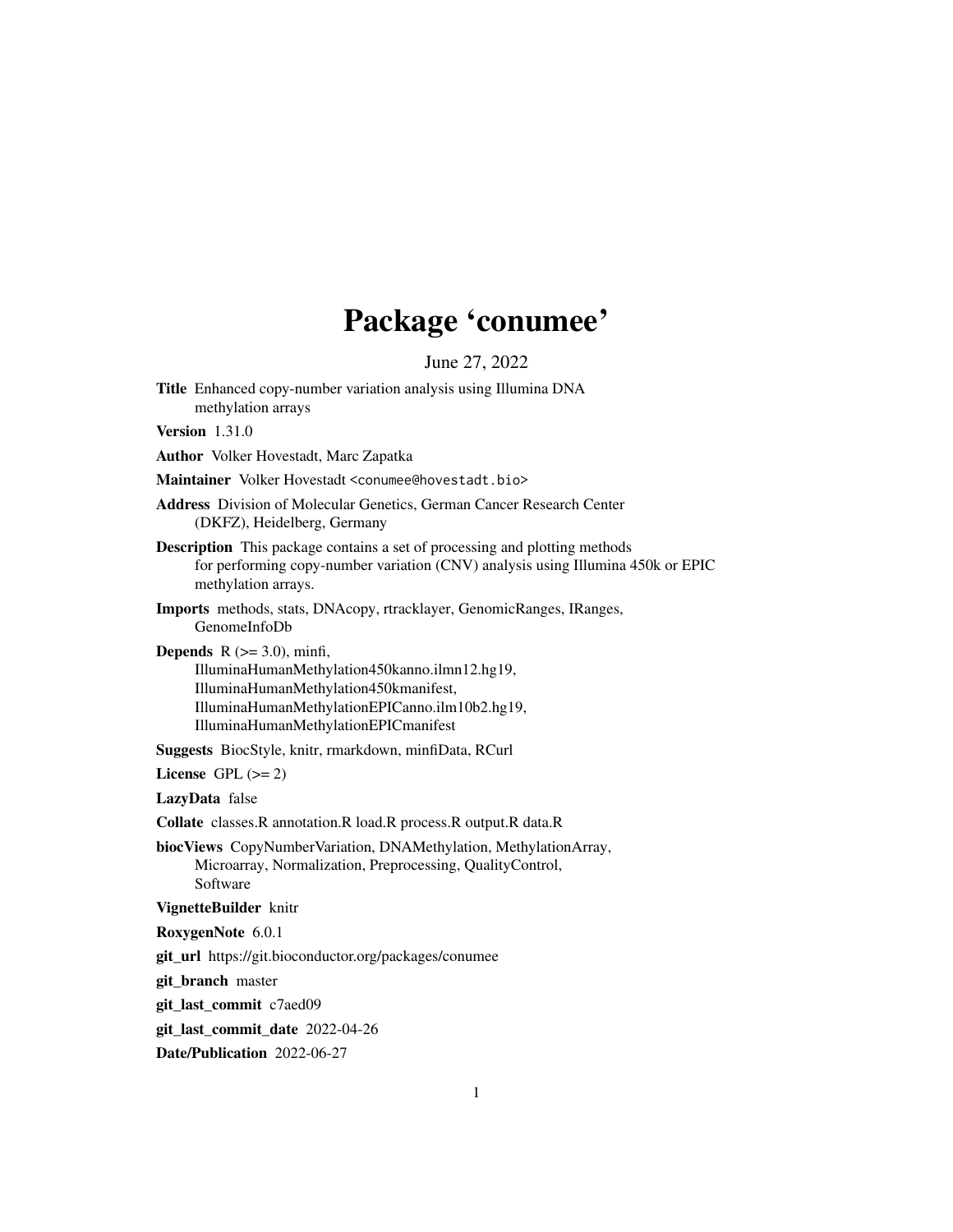# Package 'conumee'

June 27, 2022

**Title** Enhanced copy-number variation analysis using Illumina DNA methylation arrays

**Version** 1.31.0

**Author** Volker Hovestadt, Marc Zapatka

**Maintainer** Volker Hovestadt <conumee@hovestadt.bio>

**Address** Division of Molecular Genetics, German Cancer Research Center (DKFZ), Heidelberg, Germany

**Description** This package contains a set of processing and plotting methods for performing copy-number variation (CNV) analysis using Illumina 450k or EPIC methylation arrays.

**Imports** methods, stats, DNAcopy, rtracklayer, GenomicRanges, IRanges, GenomeInfoDb

**Depends** R (>= 3.0), minfi, IlluminaHumanMethylation450kanno.ilmn12.hg19, IlluminaHumanMethylation450kmanifest, IlluminaHumanMethylationEPICanno.ilm10b2.hg19, IlluminaHumanMethylationEPICmanifest

**Suggests** BiocStyle, knitr, rmarkdown, minfiData, RCurl

**License** GPL (>= 2)

**LazyData** false

**Collate** classes.R annotation.R load.R process.R output.R data.R

**biocViews** CopyNumberVariation, DNAMethylation, MethylationArray, Microarray, Normalization, Preprocessing, QualityControl, Software

**VignetteBuilder** knitr

**RoxygenNote** 6.0.1

**git_url** https://git.bioconductor.org/packages/conumee

**git_branch** master

**git_last_commit** c7aed09

**git_last_commit_date** 2022-04-26

**Date/Publication** 2022-06-27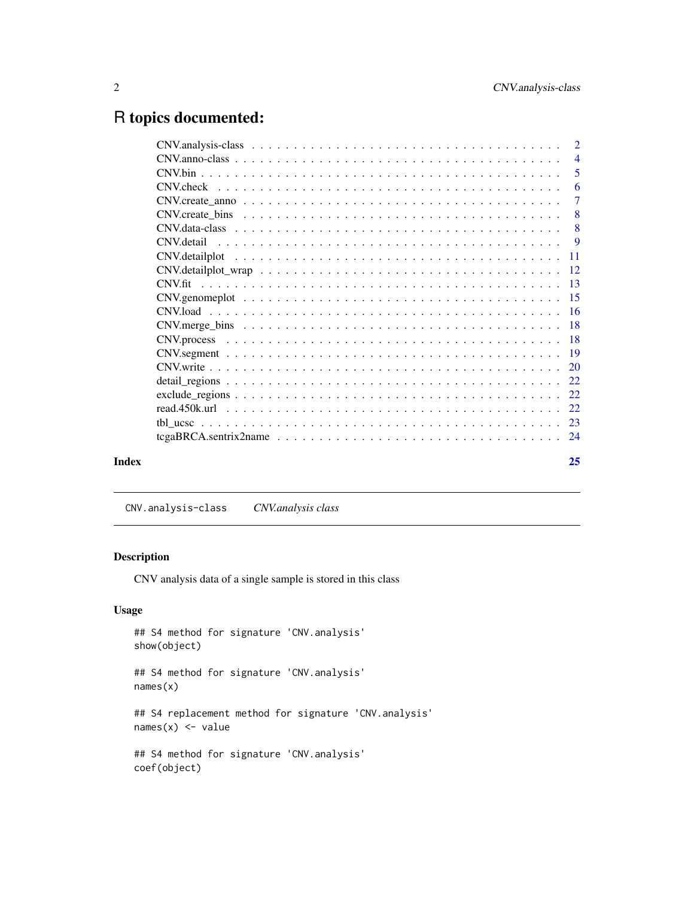# R topics documented:

| | |
|---|---|
| CNV.analysis-class | 2 |
| CNV.anno-class | 4 |
| CNV.bin | 5 |
| CNV.check | 6 |
| CNV.create_anno | 7 |
| CNV.create_bins | 8 |
| CNV.data-class | 8 |
| CNV.detail | 9 |
| CNV.detailplot | 11 |
| CNV.detailplot_wrap | 12 |
| CNV.fit | 13 |
| CNV.genomeplot | 15 |
| CNV.load | 16 |
| CNV.merge_bins | 18 |
| CNV.process | 18 |
| CNV.segment | 19 |
| CNV.write | 20 |
| detail_regions | 22 |
| exclude_regions | 22 |
| read.450k.url | 22 |
| tbl_ucsc | 23 |
| tcgaBRCA.sentrix2name | 24 |
| **Index** | **25** |

---

`CNV.analysis-class` *CNV.analysis class*

---

## Description

CNV analysis data of a single sample is stored in this class

## Usage

```
## S4 method for signature 'CNV.analysis'
show(object)

## S4 method for signature 'CNV.analysis'
names(x)

## S4 replacement method for signature 'CNV.analysis'
names(x) <- value

## S4 method for signature 'CNV.analysis'
coef(object)
```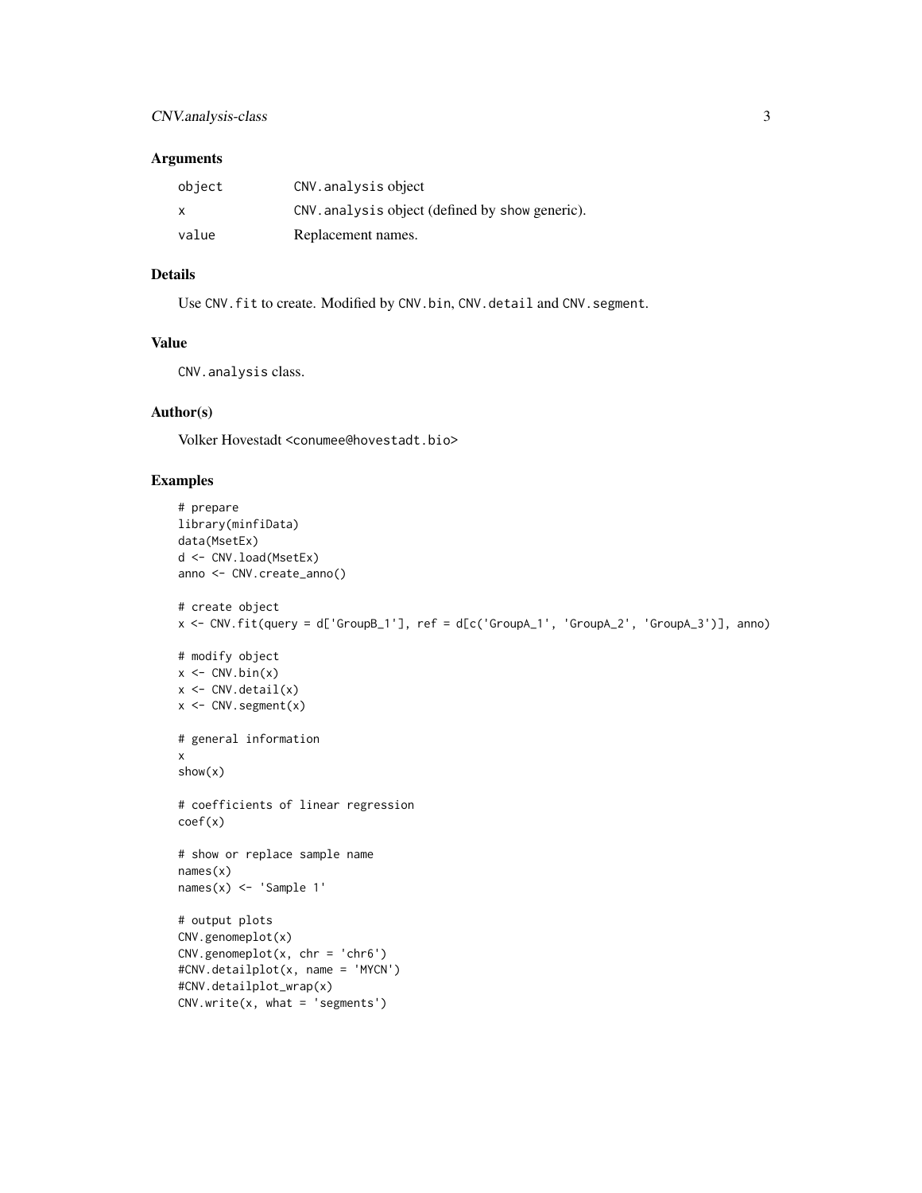## Arguments

| | |
|---|---|
| `object` | `CNV.analysis` object |
| `x` | `CNV.analysis` object (defined by `show` generic). |
| `value` | Replacement names. |

## Details

Use `CNV.fit` to create. Modified by `CNV.bin`, `CNV.detail` and `CNV.segment`.

## Value

`CNV.analysis` class.

## Author(s)

Volker Hovestadt <conumee@hovestadt.bio>

## Examples

```
# prepare
library(minfiData)
data(MsetEx)
d <- CNV.load(MsetEx)
anno <- CNV.create_anno()

# create object
x <- CNV.fit(query = d['GroupB_1'], ref = d[c('GroupA_1', 'GroupA_2', 'GroupA_3')], anno)

# modify object
x <- CNV.bin(x)
x <- CNV.detail(x)
x <- CNV.segment(x)

# general information
x
show(x)

# coefficients of linear regression
coef(x)

# show or replace sample name
names(x)
names(x) <- 'Sample 1'

# output plots
CNV.genomeplot(x)
CNV.genomeplot(x, chr = 'chr6')
#CNV.detailplot(x, name = 'MYCN')
#CNV.detailplot_wrap(x)
CNV.write(x, what = 'segments')
```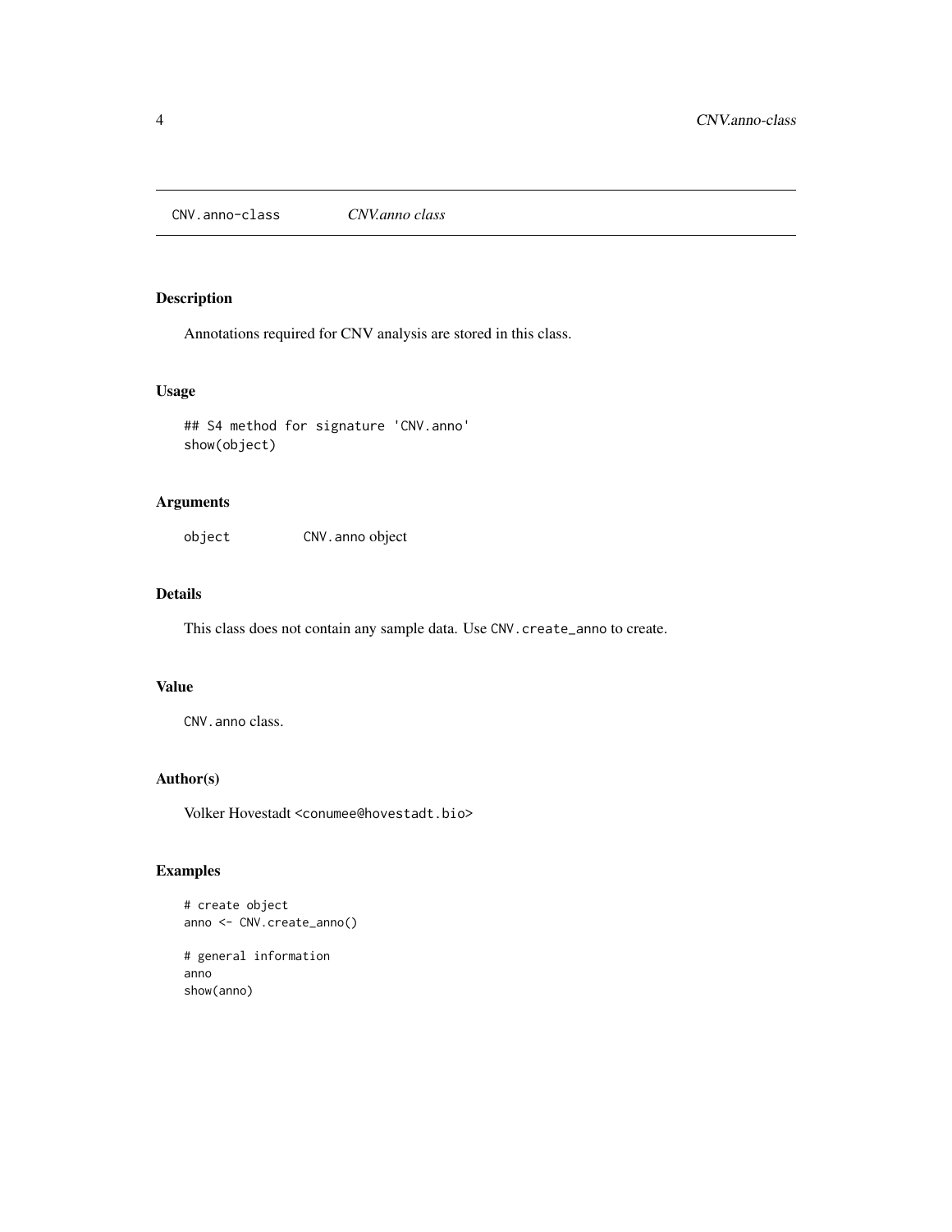# CNV.anno-class    *CNV.anno class*

## Description

Annotations required for CNV analysis are stored in this class.

## Usage

```
## S4 method for signature 'CNV.anno'
show(object)
```

## Arguments

| | |
|---|---|
| object | CNV.anno object |

## Details

This class does not contain any sample data. Use `CNV.create_anno` to create.

## Value

`CNV.anno` class.

## Author(s)

Volker Hovestadt <conumee@hovestadt.bio>

## Examples

```
# create object
anno <- CNV.create_anno()

# general information
anno
show(anno)
```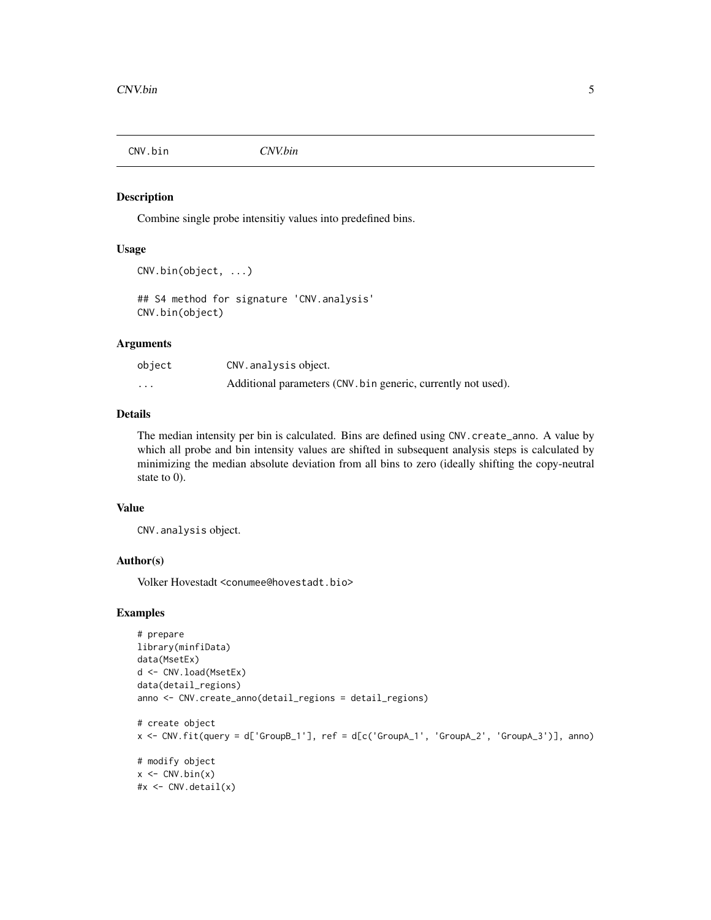CNV.bin *CNV.bin*

## Description

Combine single probe intensitiy values into predefined bins.

## Usage

```
CNV.bin(object, ...)

## S4 method for signature 'CNV.analysis'
CNV.bin(object)
```

## Arguments

| | |
|---|---|
| object | CNV.analysis object. |
| ... | Additional parameters (CNV.bin generic, currently not used). |

## Details

The median intensity per bin is calculated. Bins are defined using CNV.create_anno. A value by which all probe and bin intensity values are shifted in subsequent analysis steps is calculated by minimizing the median absolute deviation from all bins to zero (ideally shifting the copy-neutral state to 0).

## Value

CNV.analysis object.

## Author(s)

Volker Hovestadt <conumee@hovestadt.bio>

## Examples

```
# prepare
library(minfiData)
data(MsetEx)
d <- CNV.load(MsetEx)
data(detail_regions)
anno <- CNV.create_anno(detail_regions = detail_regions)

# create object
x <- CNV.fit(query = d['GroupB_1'], ref = d[c('GroupA_1', 'GroupA_2', 'GroupA_3')], anno)

# modify object
x <- CNV.bin(x)
#x <- CNV.detail(x)
```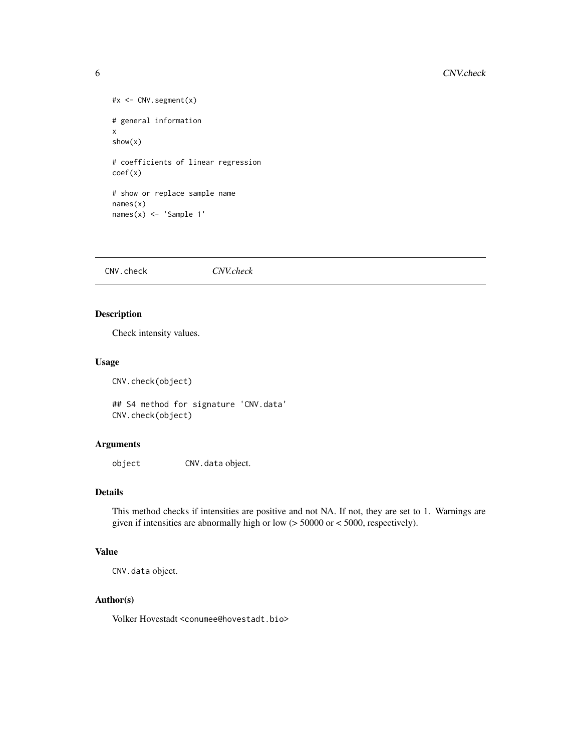```
#x <- CNV.segment(x)

# general information
x
show(x)

# coefficients of linear regression
coef(x)

# show or replace sample name
names(x)
names(x) <- 'Sample 1'
```

---

CNV.check *CNV.check*

---

## Description

Check intensity values.

## Usage

```
CNV.check(object)

## S4 method for signature 'CNV.data'
CNV.check(object)
```

## Arguments

| | |
|---|---|
| object | CNV.data object. |

## Details

This method checks if intensities are positive and not NA. If not, they are set to 1. Warnings are given if intensities are abnormally high or low (> 50000 or < 5000, respectively).

## Value

CNV.data object.

## Author(s)

Volker Hovestadt <conumee@hovestadt.bio>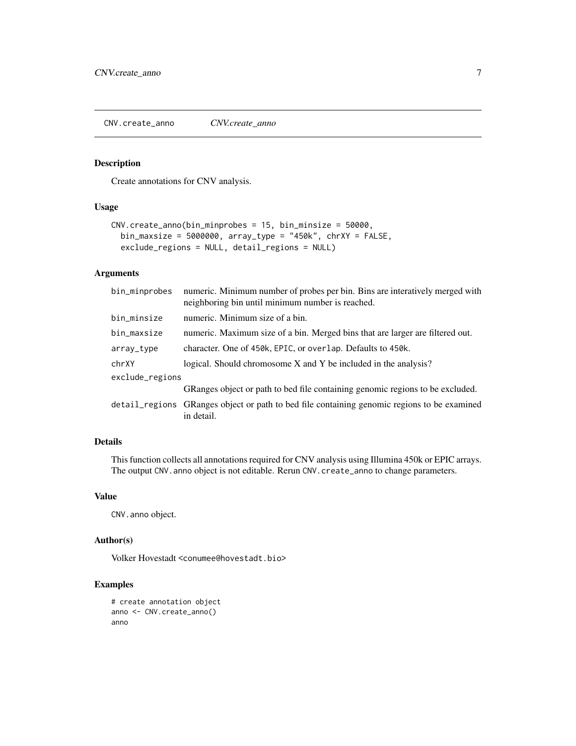## CNV.create_anno

*CNV.create_anno*

### Description

Create annotations for CNV analysis.

### Usage

```
CNV.create_anno(bin_minprobes = 15, bin_minsize = 50000,
  bin_maxsize = 5000000, array_type = "450k", chrXY = FALSE,
  exclude_regions = NULL, detail_regions = NULL)
```

### Arguments

| | |
|---|---|
| bin_minprobes | numeric. Minimum number of probes per bin. Bins are interatively merged with neighboring bin until minimum number is reached. |
| bin_minsize | numeric. Minimum size of a bin. |
| bin_maxsize | numeric. Maximum size of a bin. Merged bins that are larger are filtered out. |
| array_type | character. One of `450k`, `EPIC`, or `overlap`. Defaults to `450k`. |
| chrXY | logical. Should chromosome X and Y be included in the analysis? |
| exclude_regions | GRanges object or path to bed file containing genomic regions to be excluded. |
| detail_regions | GRanges object or path to bed file containing genomic regions to be examined in detail. |

### Details

This function collects all annotations required for CNV analysis using Illumina 450k or EPIC arrays. The output `CNV.anno` object is not editable. Rerun `CNV.create_anno` to change parameters.

### Value

`CNV.anno` object.

### Author(s)

Volker Hovestadt <conumee@hovestadt.bio>

### Examples

```
# create annotation object
anno <- CNV.create_anno()
anno
```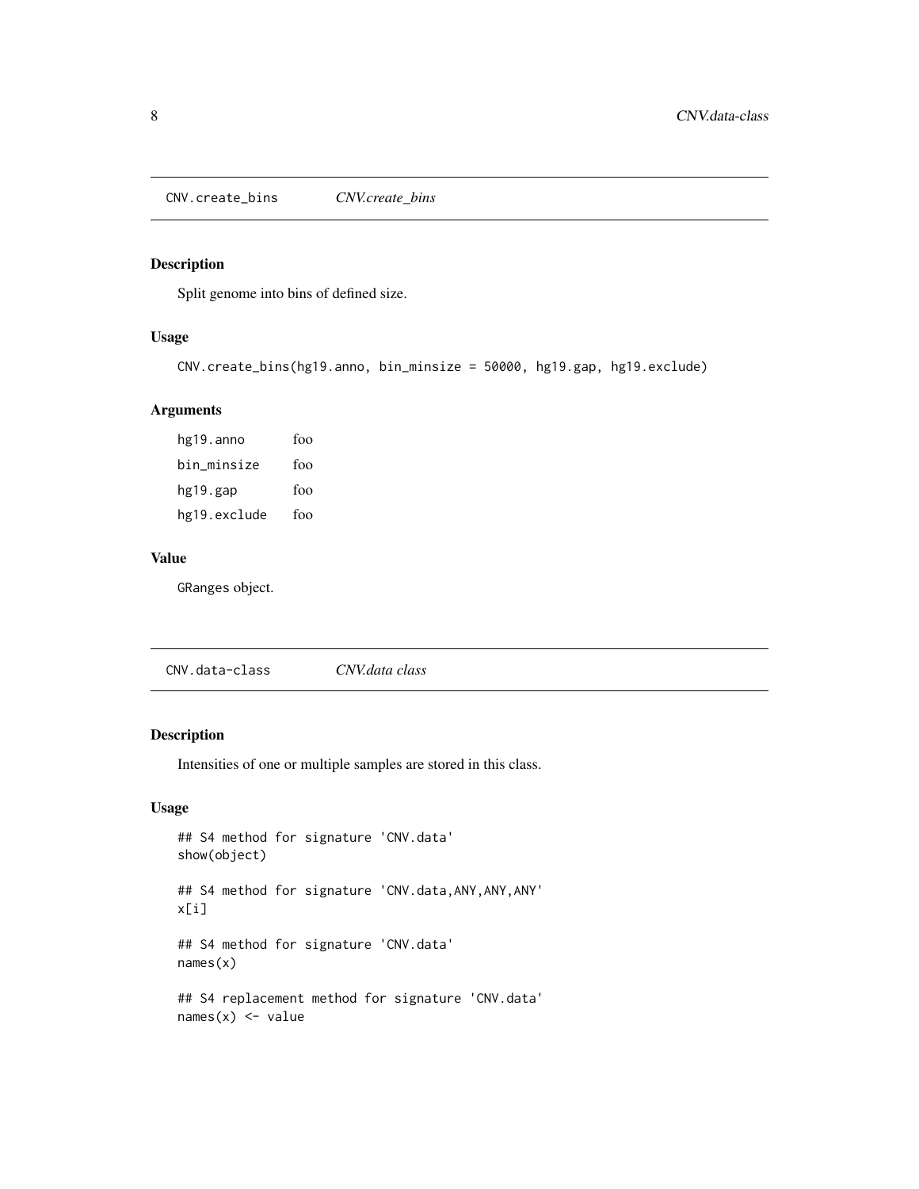## CNV.create_bins    *CNV.create_bins*

### Description

Split genome into bins of defined size.

### Usage

```
CNV.create_bins(hg19.anno, bin_minsize = 50000, hg19.gap, hg19.exclude)
```

### Arguments

| | |
|---|---|
| hg19.anno | foo |
| bin_minsize | foo |
| hg19.gap | foo |
| hg19.exclude | foo |

### Value

GRanges object.

## CNV.data-class    *CNV.data class*

### Description

Intensities of one or multiple samples are stored in this class.

### Usage

```
## S4 method for signature 'CNV.data'
show(object)

## S4 method for signature 'CNV.data,ANY,ANY,ANY'
x[i]

## S4 method for signature 'CNV.data'
names(x)

## S4 replacement method for signature 'CNV.data'
names(x) <- value
```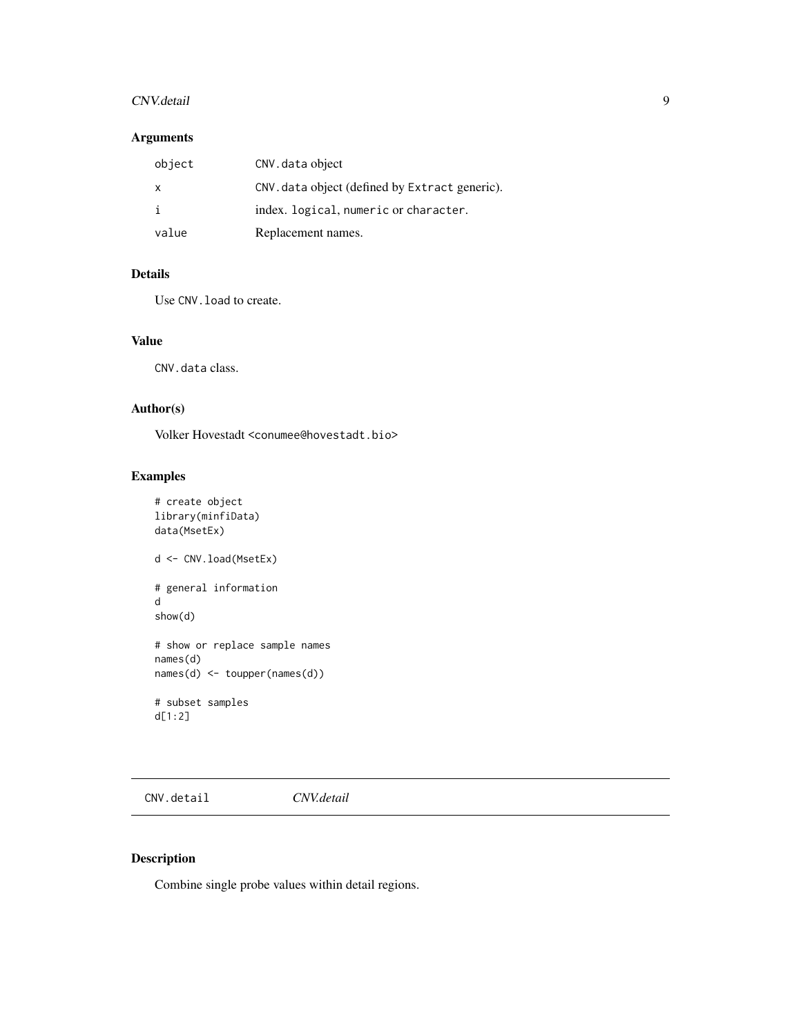## Arguments

| | |
|---|---|
| object | `CNV.data` object |
| x | `CNV.data` object (defined by `Extract` generic). |
| i | index. `logical`, `numeric` or `character`. |
| value | Replacement names. |

## Details

Use `CNV.load` to create.

## Value

`CNV.data` class.

## Author(s)

Volker Hovestadt <conumee@hovestadt.bio>

## Examples

```
# create object
library(minfiData)
data(MsetEx)

d <- CNV.load(MsetEx)

# general information
d
show(d)

# show or replace sample names
names(d)
names(d) <- toupper(names(d))

# subset samples
d[1:2]
```

---

# `CNV.detail` *CNV.detail*

## Description

Combine single probe values within detail regions.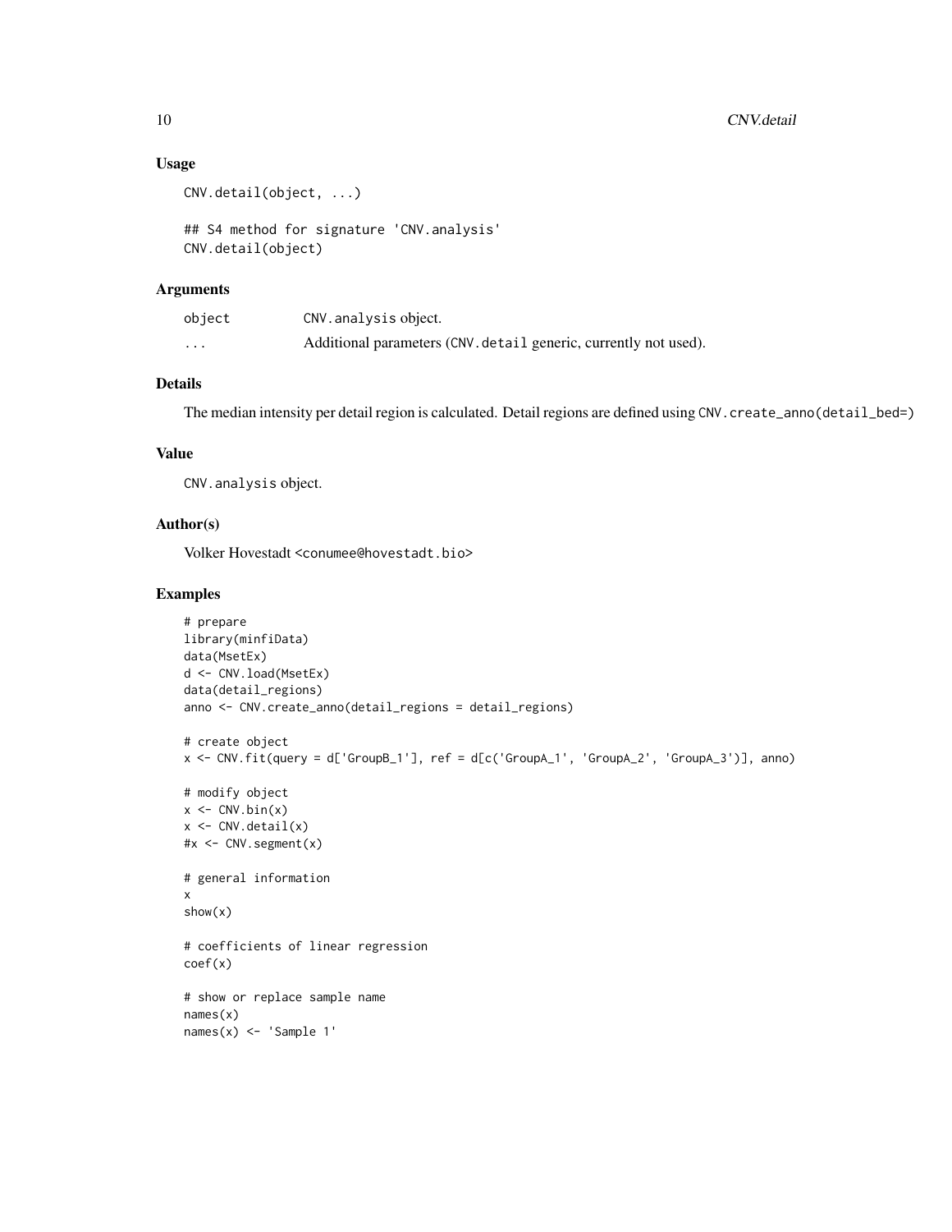## Usage

```
CNV.detail(object, ...)

## S4 method for signature 'CNV.analysis'
CNV.detail(object)
```

## Arguments

| | |
|---|---|
| `object` | `CNV.analysis` object. |
| `...` | Additional parameters (`CNV.detail` generic, currently not used). |

## Details

The median intensity per detail region is calculated. Detail regions are defined using `CNV.create_anno(detail_bed=)`

## Value

`CNV.analysis` object.

## Author(s)

Volker Hovestadt <conumee@hovestadt.bio>

## Examples

```
# prepare
library(minfiData)
data(MsetEx)
d <- CNV.load(MsetEx)
data(detail_regions)
anno <- CNV.create_anno(detail_regions = detail_regions)

# create object
x <- CNV.fit(query = d['GroupB_1'], ref = d[c('GroupA_1', 'GroupA_2', 'GroupA_3')], anno)

# modify object
x <- CNV.bin(x)
x <- CNV.detail(x)
#x <- CNV.segment(x)

# general information
x
show(x)

# coefficients of linear regression
coef(x)

# show or replace sample name
names(x)
names(x) <- 'Sample 1'
```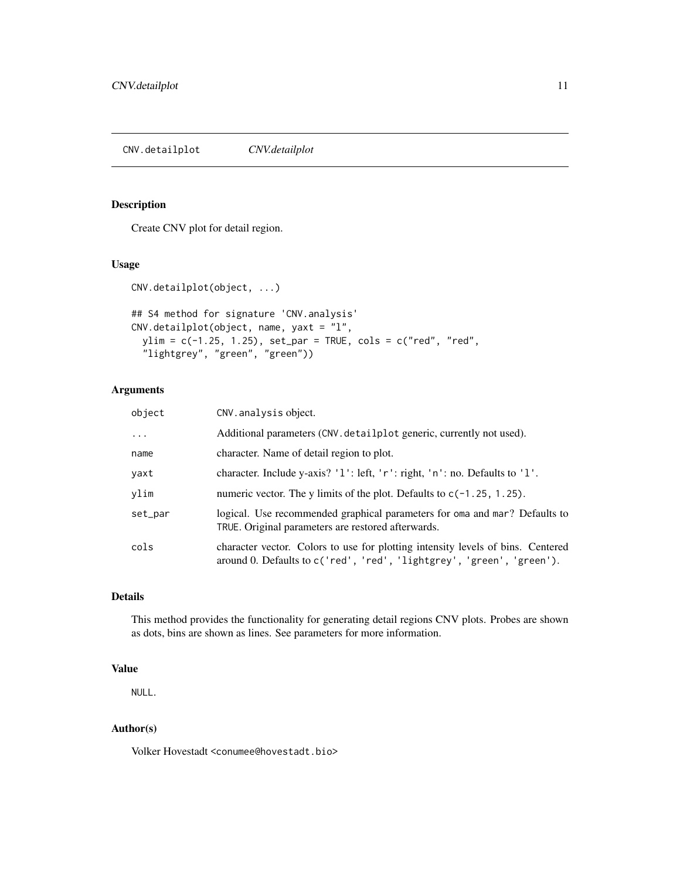# CNV.detailplot *CNV.detailplot*

## Description

Create CNV plot for detail region.

## Usage

```
CNV.detailplot(object, ...)

## S4 method for signature 'CNV.analysis'
CNV.detailplot(object, name, yaxt = "l",
  ylim = c(-1.25, 1.25), set_par = TRUE, cols = c("red", "red",
  "lightgrey", "green", "green"))
```

## Arguments

| | |
|---|---|
| `object` | `CNV.analysis` object. |
| `...` | Additional parameters (`CNV.detailplot` generic, currently not used). |
| `name` | character. Name of detail region to plot. |
| `yaxt` | character. Include y-axis? `'l'`: left, `'r'`: right, `'n'`: no. Defaults to `'l'`. |
| `ylim` | numeric vector. The y limits of the plot. Defaults to `c(-1.25, 1.25)`. |
| `set_par` | logical. Use recommended graphical parameters for `oma` and `mar`? Defaults to `TRUE`. Original parameters are restored afterwards. |
| `cols` | character vector. Colors to use for plotting intensity levels of bins. Centered around 0. Defaults to `c('red', 'red', 'lightgrey', 'green', 'green')`. |

## Details

This method provides the functionality for generating detail regions CNV plots. Probes are shown as dots, bins are shown as lines. See parameters for more information.

## Value

`NULL`.

## Author(s)

Volker Hovestadt <conumee@hovestadt.bio>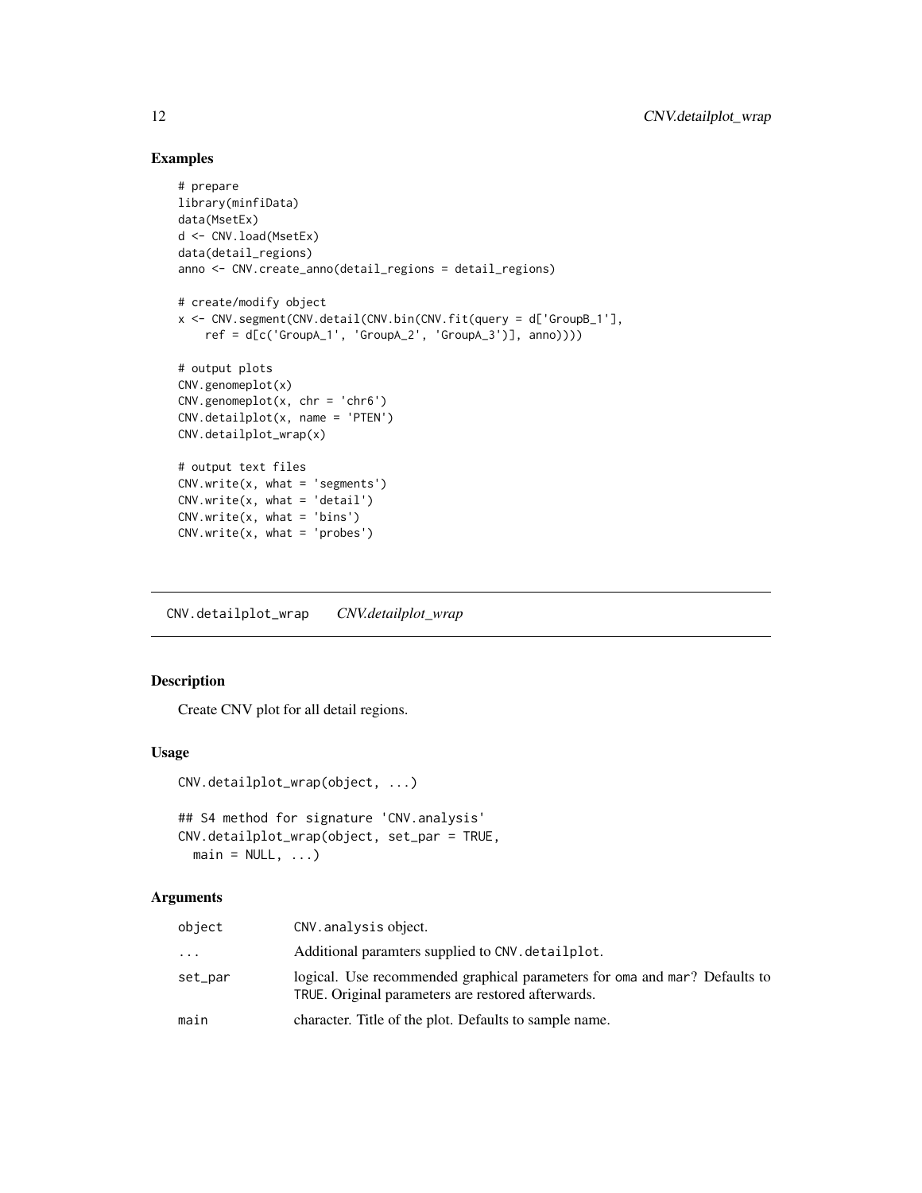## Examples

```
# prepare
library(minfiData)
data(MsetEx)
d <- CNV.load(MsetEx)
data(detail_regions)
anno <- CNV.create_anno(detail_regions = detail_regions)

# create/modify object
x <- CNV.segment(CNV.detail(CNV.bin(CNV.fit(query = d['GroupB_1'],
    ref = d[c('GroupA_1', 'GroupA_2', 'GroupA_3')], anno))))

# output plots
CNV.genomeplot(x)
CNV.genomeplot(x, chr = 'chr6')
CNV.detailplot(x, name = 'PTEN')
CNV.detailplot_wrap(x)

# output text files
CNV.write(x, what = 'segments')
CNV.write(x, what = 'detail')
CNV.write(x, what = 'bins')
CNV.write(x, what = 'probes')
```

---

# CNV.detailplot_wrap *CNV.detailplot_wrap*

---

## Description

Create CNV plot for all detail regions.

## Usage

```
CNV.detailplot_wrap(object, ...)

## S4 method for signature 'CNV.analysis'
CNV.detailplot_wrap(object, set_par = TRUE,
  main = NULL, ...)
```

## Arguments

| | |
|---|---|
| `object` | `CNV.analysis` object. |
| `...` | Additional paramters supplied to `CNV.detailplot`. |
| `set_par` | logical. Use recommended graphical parameters for `oma` and `mar`? Defaults to `TRUE`. Original parameters are restored afterwards. |
| `main` | character. Title of the plot. Defaults to sample name. |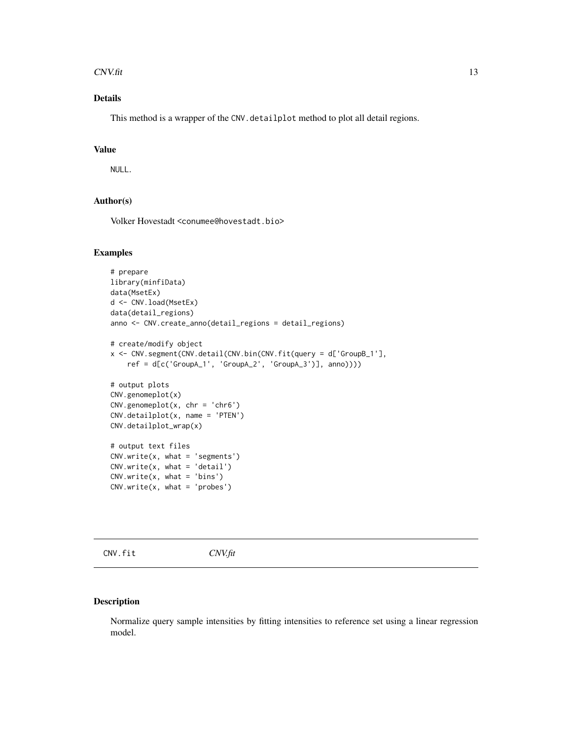## Details

This method is a wrapper of the `CNV.detailplot` method to plot all detail regions.

## Value

`NULL`.

## Author(s)

Volker Hovestadt <conumee@hovestadt.bio>

## Examples

```
# prepare
library(minfiData)
data(MsetEx)
d <- CNV.load(MsetEx)
data(detail_regions)
anno <- CNV.create_anno(detail_regions = detail_regions)

# create/modify object
x <- CNV.segment(CNV.detail(CNV.bin(CNV.fit(query = d['GroupB_1'],
    ref = d[c('GroupA_1', 'GroupA_2', 'GroupA_3')], anno))))

# output plots
CNV.genomeplot(x)
CNV.genomeplot(x, chr = 'chr6')
CNV.detailplot(x, name = 'PTEN')
CNV.detailplot_wrap(x)

# output text files
CNV.write(x, what = 'segments')
CNV.write(x, what = 'detail')
CNV.write(x, what = 'bins')
CNV.write(x, what = 'probes')
```

---

# CNV.fit *CNV.fit*

## Description

Normalize query sample intensities by fitting intensities to reference set using a linear regression model.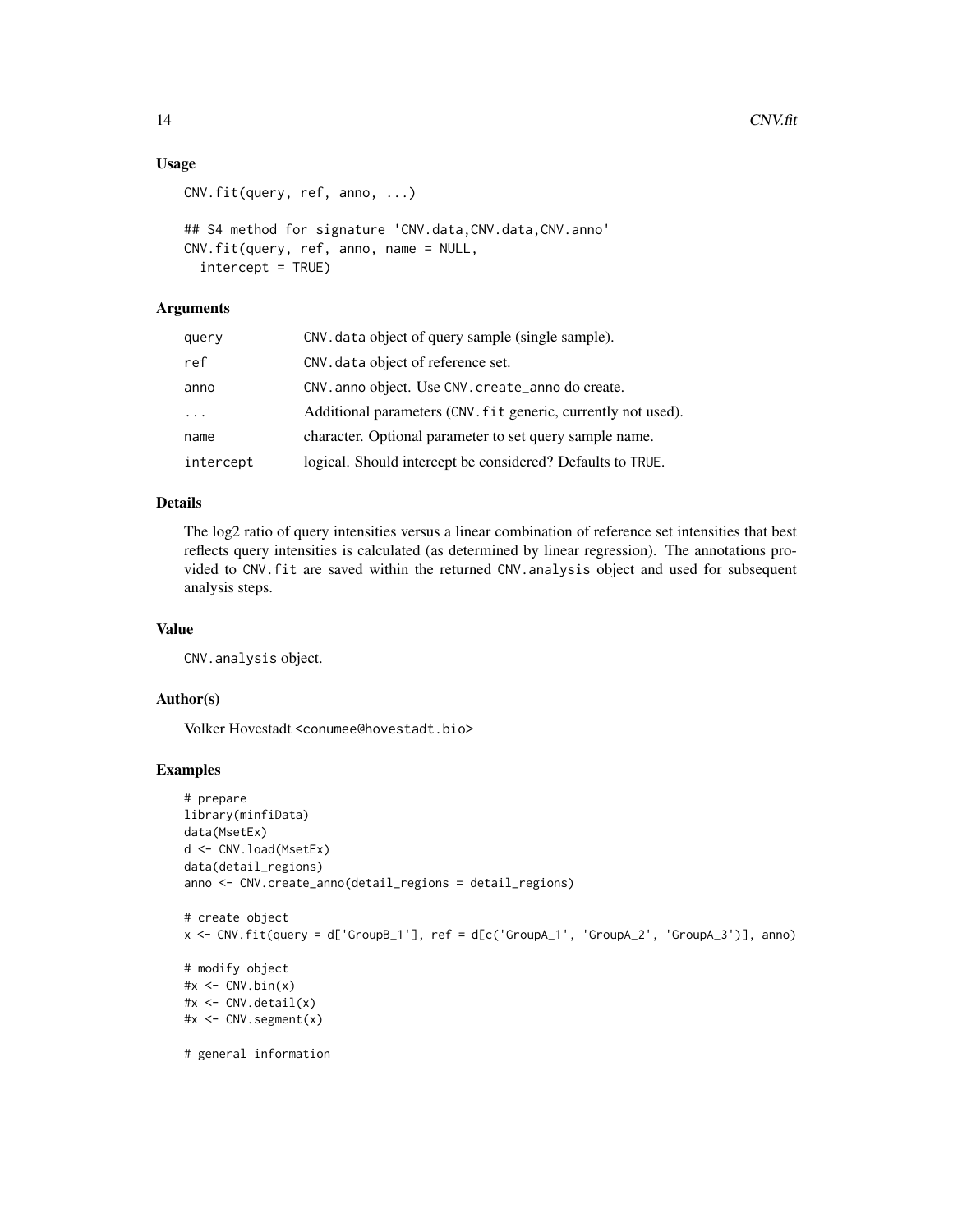### Usage

```
CNV.fit(query, ref, anno, ...)

## S4 method for signature 'CNV.data,CNV.data,CNV.anno'
CNV.fit(query, ref, anno, name = NULL,
  intercept = TRUE)
```

### Arguments

| | |
|---|---|
| query | CNV.data object of query sample (single sample). |
| ref | CNV.data object of reference set. |
| anno | CNV.anno object. Use CNV.create_anno do create. |
| ... | Additional parameters (CNV.fit generic, currently not used). |
| name | character. Optional parameter to set query sample name. |
| intercept | logical. Should intercept be considered? Defaults to TRUE. |

### Details

The log2 ratio of query intensities versus a linear combination of reference set intensities that best reflects query intensities is calculated (as determined by linear regression). The annotations provided to CNV.fit are saved within the returned CNV.analysis object and used for subsequent analysis steps.

### Value

CNV.analysis object.

### Author(s)

Volker Hovestadt <conumee@hovestadt.bio>

### Examples

```
# prepare
library(minfiData)
data(MsetEx)
d <- CNV.load(MsetEx)
data(detail_regions)
anno <- CNV.create_anno(detail_regions = detail_regions)

# create object
x <- CNV.fit(query = d['GroupB_1'], ref = d[c('GroupA_1', 'GroupA_2', 'GroupA_3')], anno)

# modify object
#x <- CNV.bin(x)
#x <- CNV.detail(x)
#x <- CNV.segment(x)

# general information
```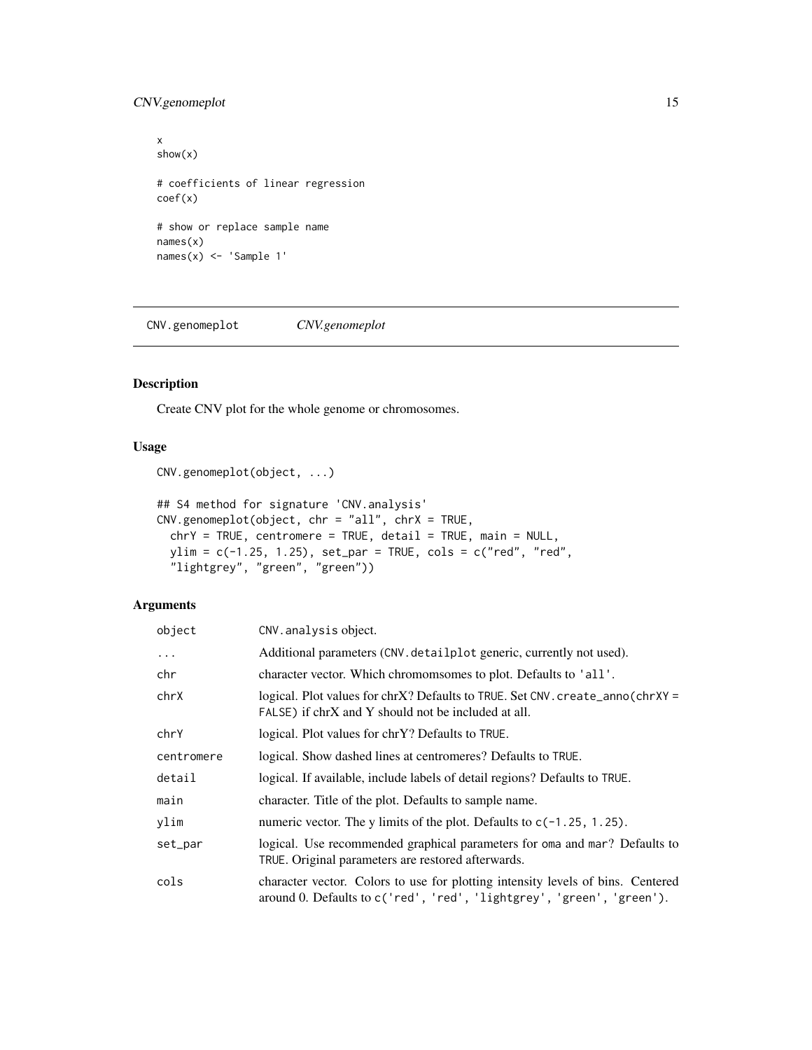```
x
show(x)

# coefficients of linear regression
coef(x)

# show or replace sample name
names(x)
names(x) <- 'Sample 1'
```

## CNV.genomeplot *CNV.genomeplot*

### Description

Create CNV plot for the whole genome or chromosomes.

### Usage

```
CNV.genomeplot(object, ...)

## S4 method for signature 'CNV.analysis'
CNV.genomeplot(object, chr = "all", chrX = TRUE,
  chrY = TRUE, centromere = TRUE, detail = TRUE, main = NULL,
  ylim = c(-1.25, 1.25), set_par = TRUE, cols = c("red", "red",
  "lightgrey", "green", "green"))
```

### Arguments

| | |
|---|---|
| `object` | `CNV.analysis` object. |
| `...` | Additional parameters (`CNV.detailplot` generic, currently not used). |
| `chr` | character vector. Which chromomsomes to plot. Defaults to `'all'`. |
| `chrX` | logical. Plot values for chrX? Defaults to `TRUE`. Set `CNV.create_anno(chrXY = FALSE)` if chrX and Y should not be included at all. |
| `chrY` | logical. Plot values for chrY? Defaults to `TRUE`. |
| `centromere` | logical. Show dashed lines at centromeres? Defaults to `TRUE`. |
| `detail` | logical. If available, include labels of detail regions? Defaults to `TRUE`. |
| `main` | character. Title of the plot. Defaults to sample name. |
| `ylim` | numeric vector. The y limits of the plot. Defaults to `c(-1.25, 1.25)`. |
| `set_par` | logical. Use recommended graphical parameters for `oma` and `mar`? Defaults to `TRUE`. Original parameters are restored afterwards. |
| `cols` | character vector. Colors to use for plotting intensity levels of bins. Centered around 0. Defaults to `c('red', 'red', 'lightgrey', 'green', 'green')`. |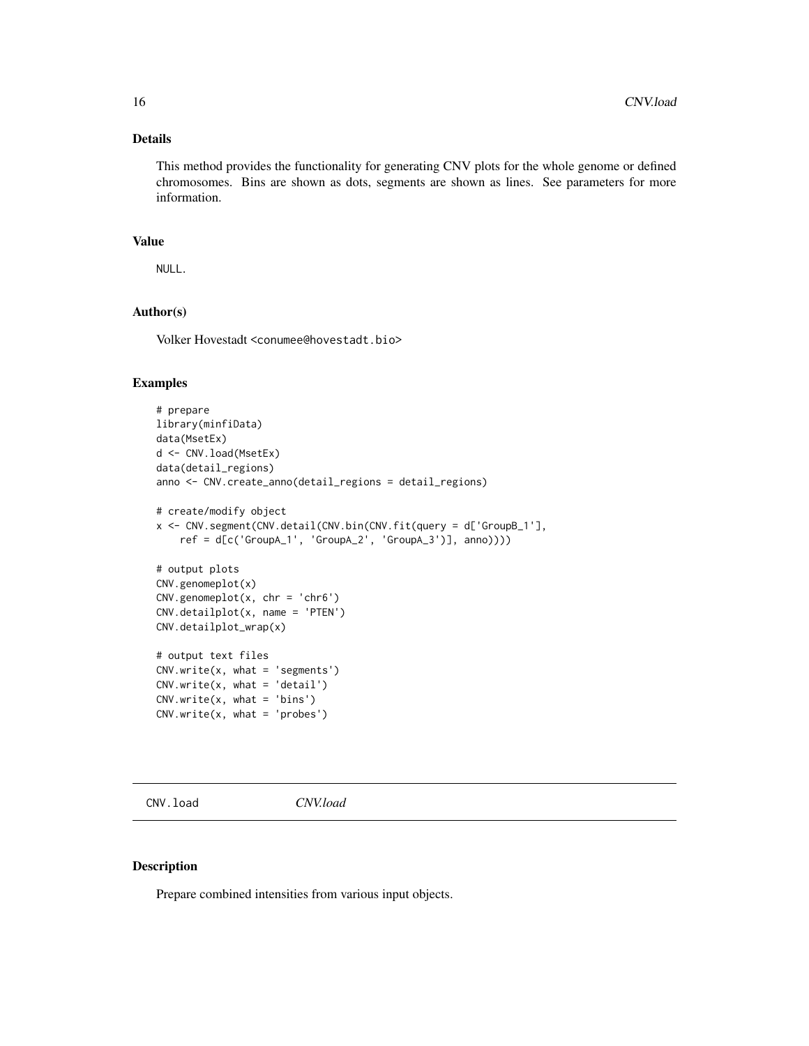## Details

This method provides the functionality for generating CNV plots for the whole genome or defined chromosomes. Bins are shown as dots, segments are shown as lines. See parameters for more information.

## Value

NULL.

## Author(s)

Volker Hovestadt <conumee@hovestadt.bio>

## Examples

```
# prepare
library(minfiData)
data(MsetEx)
d <- CNV.load(MsetEx)
data(detail_regions)
anno <- CNV.create_anno(detail_regions = detail_regions)

# create/modify object
x <- CNV.segment(CNV.detail(CNV.bin(CNV.fit(query = d['GroupB_1'],
    ref = d[c('GroupA_1', 'GroupA_2', 'GroupA_3')], anno))))

# output plots
CNV.genomeplot(x)
CNV.genomeplot(x, chr = 'chr6')
CNV.detailplot(x, name = 'PTEN')
CNV.detailplot_wrap(x)

# output text files
CNV.write(x, what = 'segments')
CNV.write(x, what = 'detail')
CNV.write(x, what = 'bins')
CNV.write(x, what = 'probes')
```

---

# CNV.load *CNV.load*

---

## Description

Prepare combined intensities from various input objects.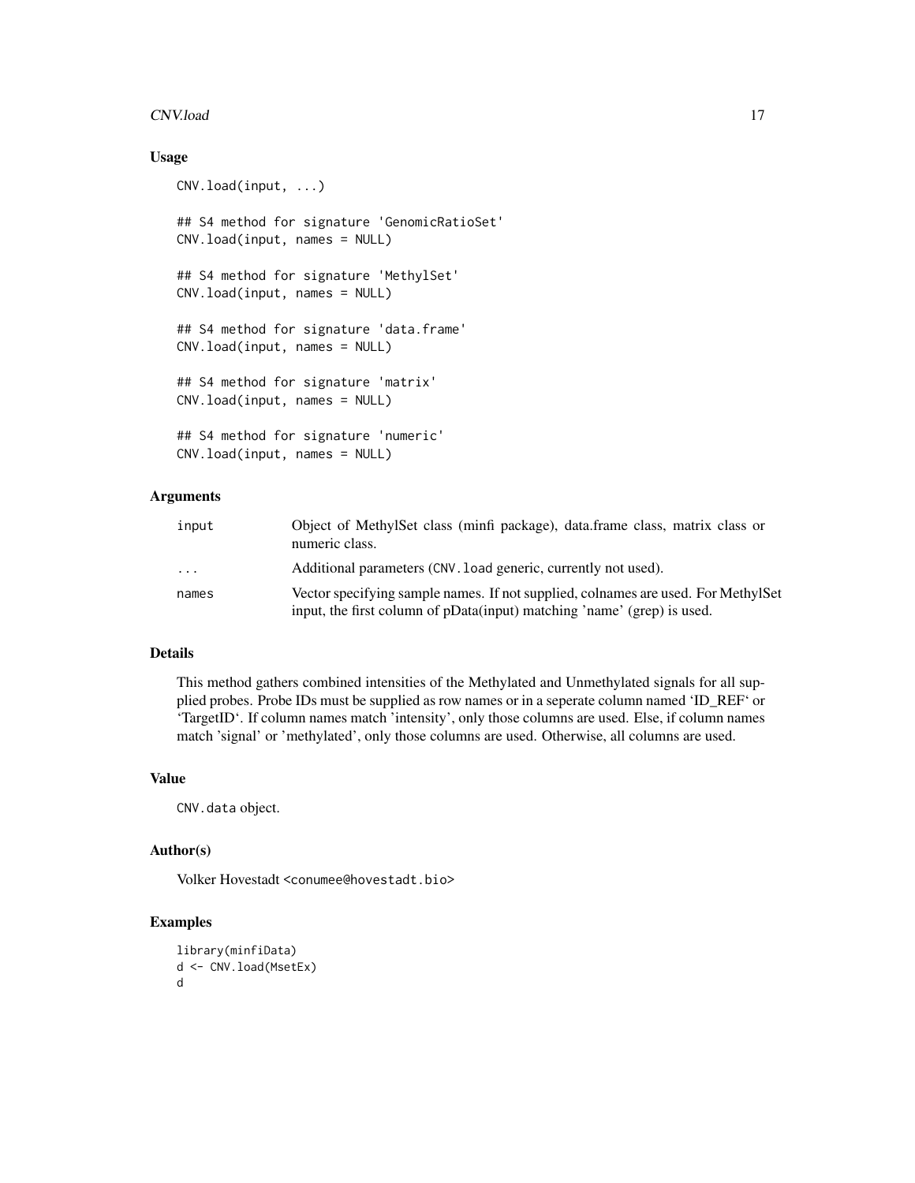## Usage

```
CNV.load(input, ...)

## S4 method for signature 'GenomicRatioSet'
CNV.load(input, names = NULL)

## S4 method for signature 'MethylSet'
CNV.load(input, names = NULL)

## S4 method for signature 'data.frame'
CNV.load(input, names = NULL)

## S4 method for signature 'matrix'
CNV.load(input, names = NULL)

## S4 method for signature 'numeric'
CNV.load(input, names = NULL)
```

## Arguments

| | |
|---|---|
| input | Object of MethylSet class (minfi package), data.frame class, matrix class or numeric class. |
| ... | Additional parameters (`CNV.load` generic, currently not used). |
| names | Vector specifying sample names. If not supplied, colnames are used. For MethylSet input, the first column of pData(input) matching 'name' (grep) is used. |

## Details

This method gathers combined intensities of the Methylated and Unmethylated signals for all supplied probes. Probe IDs must be supplied as row names or in a seperate column named 'ID_REF' or 'TargetID'. If column names match 'intensity', only those columns are used. Else, if column names match 'signal' or 'methylated', only those columns are used. Otherwise, all columns are used.

## Value

`CNV.data` object.

## Author(s)

Volker Hovestadt <conumee@hovestadt.bio>

## Examples

```
library(minfiData)
d <- CNV.load(MsetEx)
d
```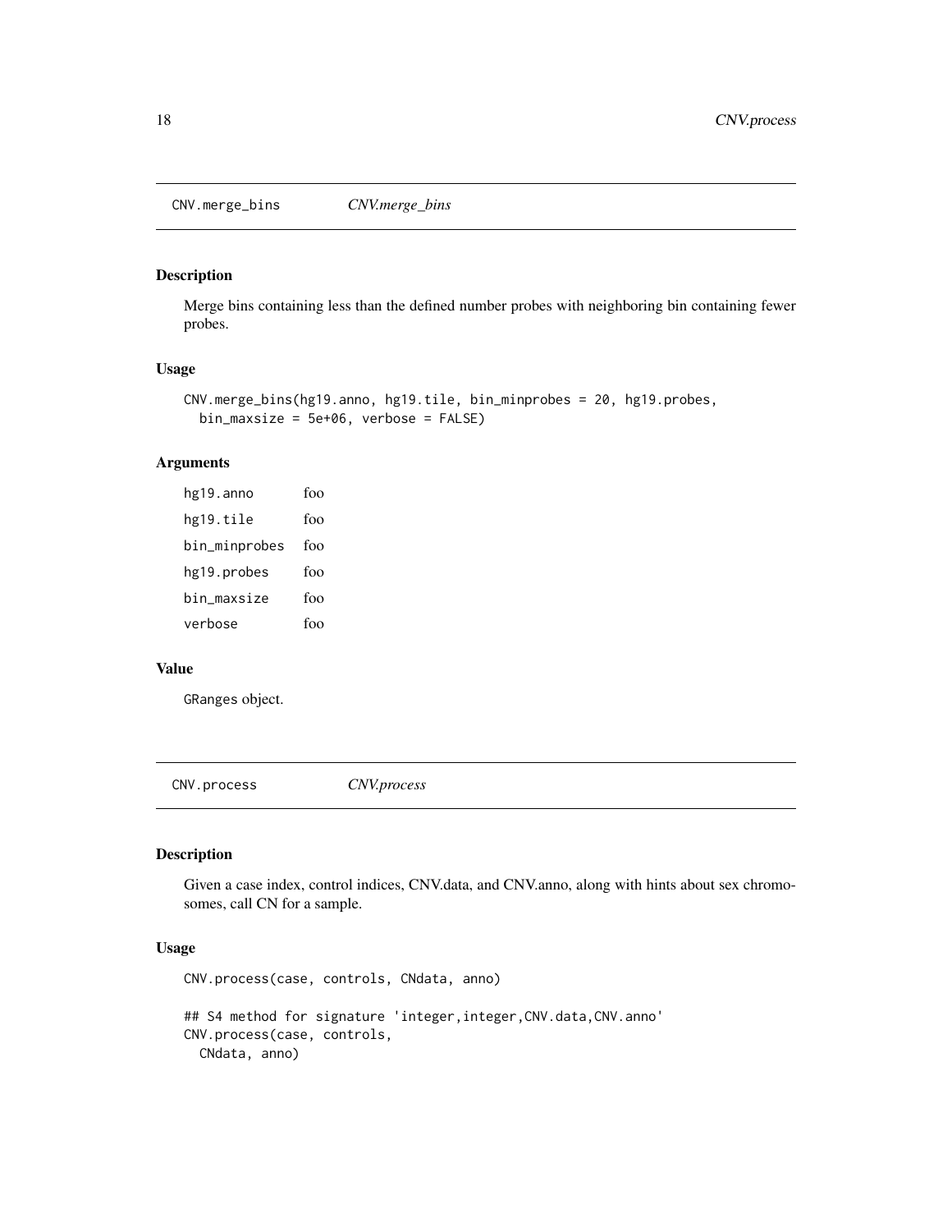## CNV.merge_bins *CNV.merge_bins*

### Description

Merge bins containing less than the defined number probes with neighboring bin containing fewer probes.

### Usage

```
CNV.merge_bins(hg19.anno, hg19.tile, bin_minprobes = 20, hg19.probes,
  bin_maxsize = 5e+06, verbose = FALSE)
```

### Arguments

| | |
|---|---|
| hg19.anno | foo |
| hg19.tile | foo |
| bin_minprobes | foo |
| hg19.probes | foo |
| bin_maxsize | foo |
| verbose | foo |

### Value

GRanges object.

## CNV.process *CNV.process*

### Description

Given a case index, control indices, CNV.data, and CNV.anno, along with hints about sex chromosomes, call CN for a sample.

### Usage

```
CNV.process(case, controls, CNdata, anno)

## S4 method for signature 'integer,integer,CNV.data,CNV.anno'
CNV.process(case, controls,
  CNdata, anno)
```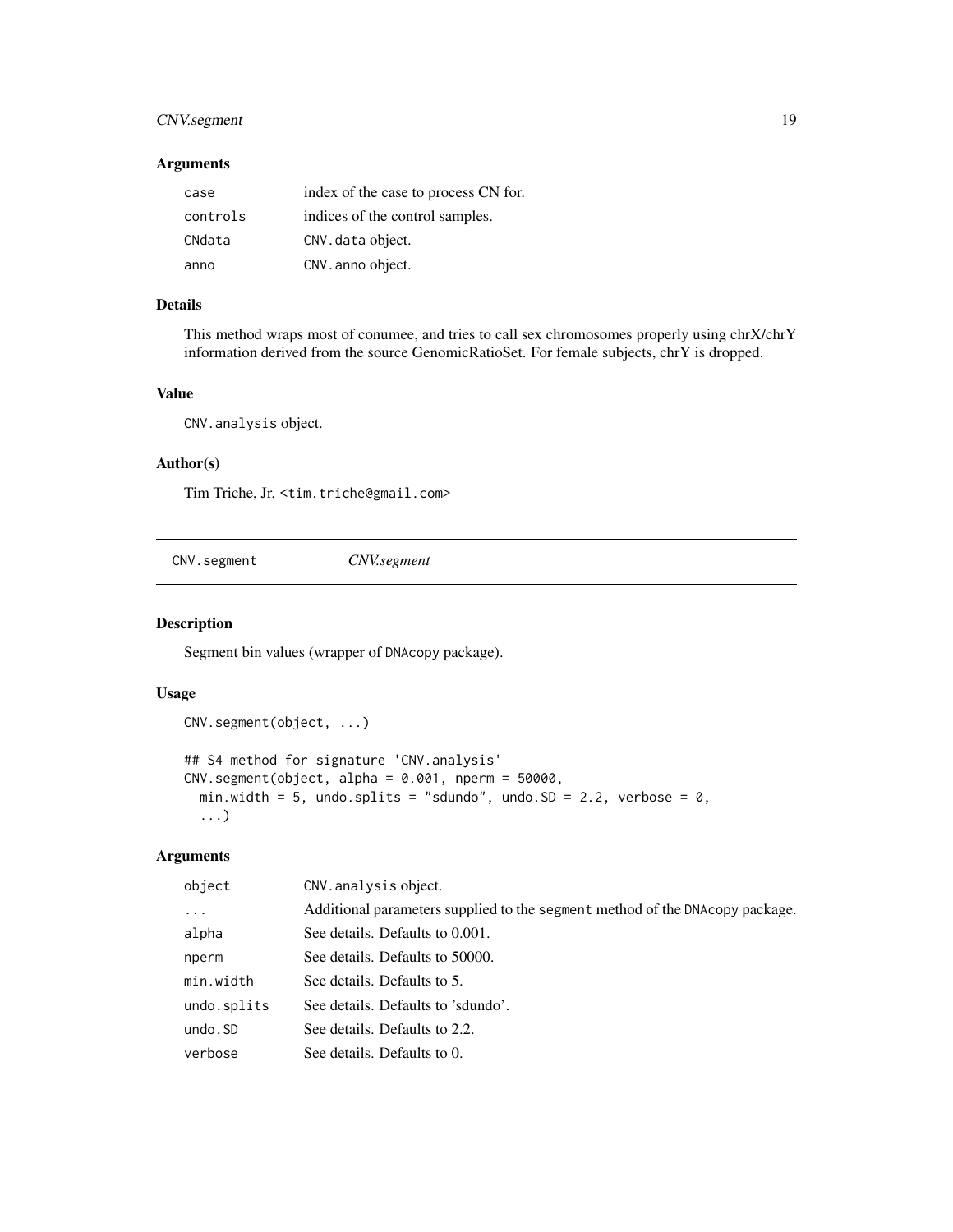## Arguments

| | |
|---|---|
| `case` | index of the case to process CN for. |
| `controls` | indices of the control samples. |
| `CNdata` | `CNV.data` object. |
| `anno` | `CNV.anno` object. |

## Details

This method wraps most of conumee, and tries to call sex chromosomes properly using chrX/chrY information derived from the source GenomicRatioSet. For female subjects, chrY is dropped.

## Value

`CNV.analysis` object.

## Author(s)

Tim Triche, Jr. <tim.triche@gmail.com>

---

# `CNV.segment` *CNV.segment*

## Description

Segment bin values (wrapper of `DNAcopy` package).

## Usage

```
CNV.segment(object, ...)

## S4 method for signature 'CNV.analysis'
CNV.segment(object, alpha = 0.001, nperm = 50000,
  min.width = 5, undo.splits = "sdundo", undo.SD = 2.2, verbose = 0,
  ...)
```

## Arguments

| | |
|---|---|
| `object` | `CNV.analysis` object. |
| `...` | Additional parameters supplied to the `segment` method of the `DNAcopy` package. |
| `alpha` | See details. Defaults to 0.001. |
| `nperm` | See details. Defaults to 50000. |
| `min.width` | See details. Defaults to 5. |
| `undo.splits` | See details. Defaults to 'sdundo'. |
| `undo.SD` | See details. Defaults to 2.2. |
| `verbose` | See details. Defaults to 0. |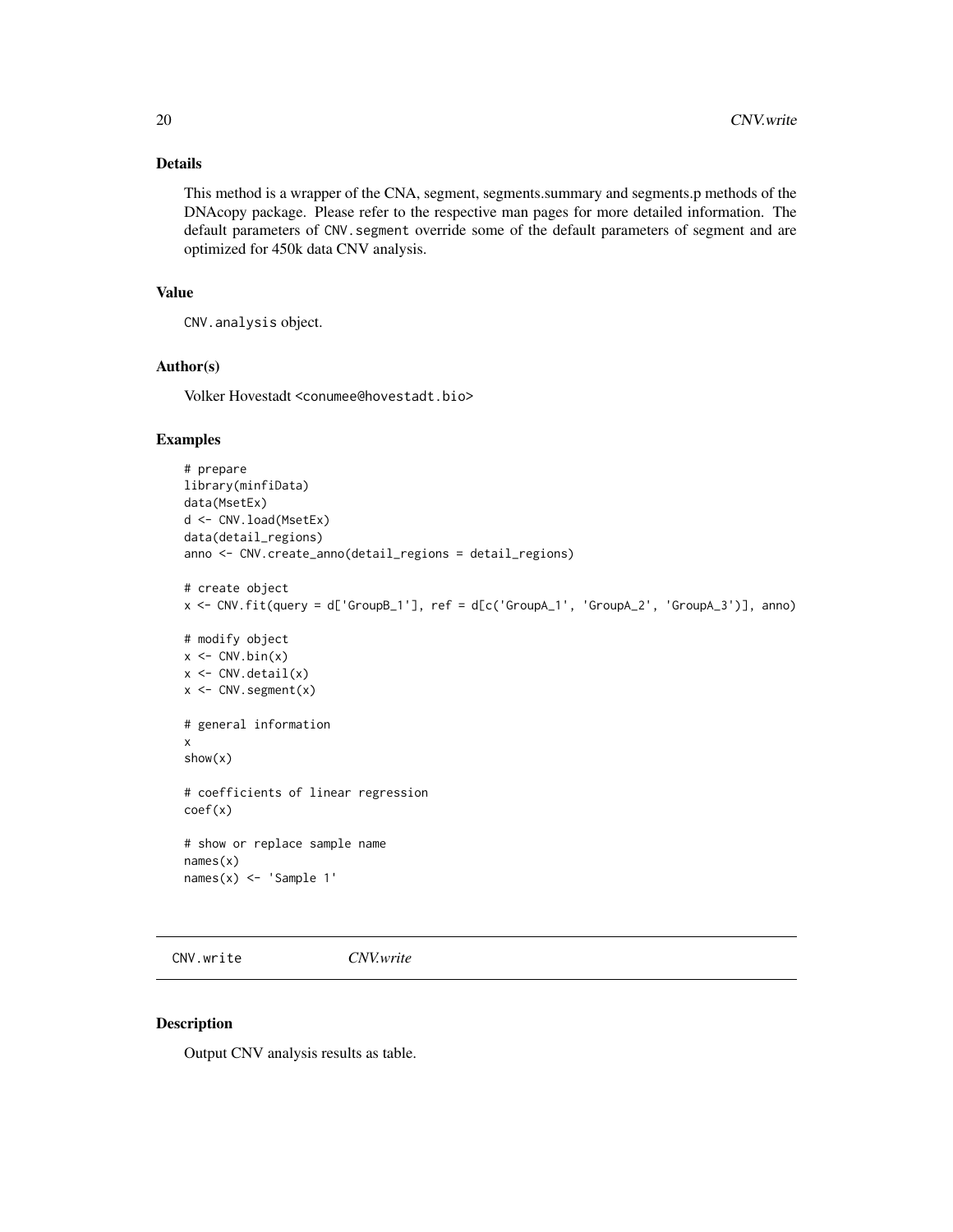## Details

This method is a wrapper of the CNA, segment, segments.summary and segments.p methods of the DNAcopy package. Please refer to the respective man pages for more detailed information. The default parameters of `CNV.segment` override some of the default parameters of segment and are optimized for 450k data CNV analysis.

## Value

`CNV.analysis` object.

## Author(s)

Volker Hovestadt <conumee@hovestadt.bio>

## Examples

```
# prepare
library(minfiData)
data(MsetEx)
d <- CNV.load(MsetEx)
data(detail_regions)
anno <- CNV.create_anno(detail_regions = detail_regions)

# create object
x <- CNV.fit(query = d['GroupB_1'], ref = d[c('GroupA_1', 'GroupA_2', 'GroupA_3')], anno)

# modify object
x <- CNV.bin(x)
x <- CNV.detail(x)
x <- CNV.segment(x)

# general information
x
show(x)

# coefficients of linear regression
coef(x)

# show or replace sample name
names(x)
names(x) <- 'Sample 1'
```

---

# CNV.write *CNV.write*

## Description

Output CNV analysis results as table.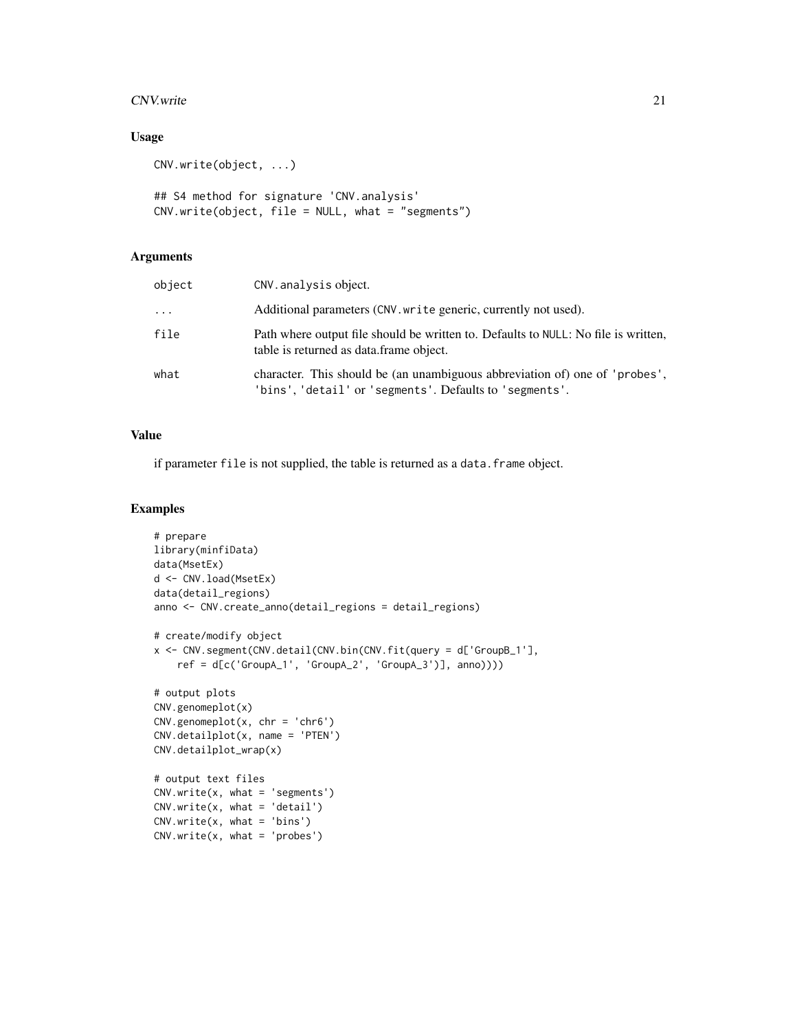## Usage

```
CNV.write(object, ...)

## S4 method for signature 'CNV.analysis'
CNV.write(object, file = NULL, what = "segments")
```

## Arguments

| | |
|---|---|
| object | CNV.analysis object. |
| ... | Additional parameters (CNV.write generic, currently not used). |
| file | Path where output file should be written to. Defaults to NULL: No file is written, table is returned as data.frame object. |
| what | character. This should be (an unambiguous abbreviation of) one of 'probes', 'bins', 'detail' or 'segments'. Defaults to 'segments'. |

## Value

if parameter file is not supplied, the table is returned as a data.frame object.

## Examples

```
# prepare
library(minfiData)
data(MsetEx)
d <- CNV.load(MsetEx)
data(detail_regions)
anno <- CNV.create_anno(detail_regions = detail_regions)

# create/modify object
x <- CNV.segment(CNV.detail(CNV.bin(CNV.fit(query = d['GroupB_1'],
    ref = d[c('GroupA_1', 'GroupA_2', 'GroupA_3')], anno))))

# output plots
CNV.genomeplot(x)
CNV.genomeplot(x, chr = 'chr6')
CNV.detailplot(x, name = 'PTEN')
CNV.detailplot_wrap(x)

# output text files
CNV.write(x, what = 'segments')
CNV.write(x, what = 'detail')
CNV.write(x, what = 'bins')
CNV.write(x, what = 'probes')
```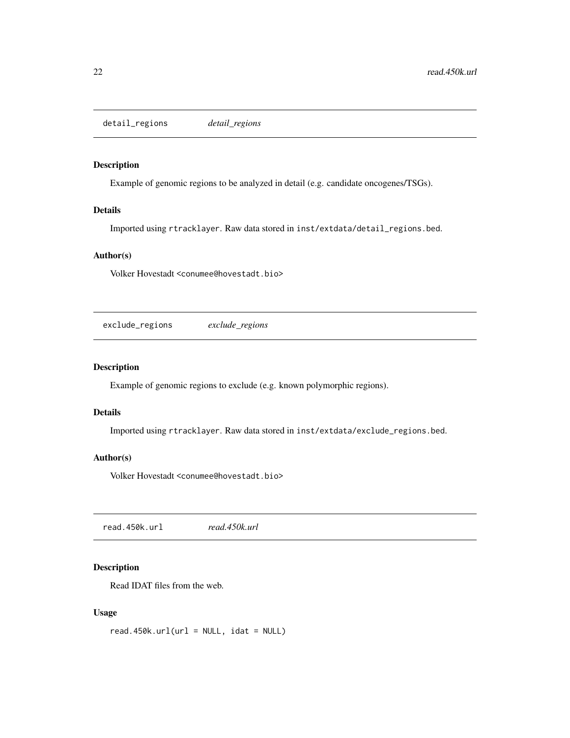## detail_regions *detail_regions*

### Description

Example of genomic regions to be analyzed in detail (e.g. candidate oncogenes/TSGs).

### Details

Imported using `rtracklayer`. Raw data stored in `inst/extdata/detail_regions.bed`.

### Author(s)

Volker Hovestadt <conumee@hovestadt.bio>

## exclude_regions *exclude_regions*

### Description

Example of genomic regions to exclude (e.g. known polymorphic regions).

### Details

Imported using `rtracklayer`. Raw data stored in `inst/extdata/exclude_regions.bed`.

### Author(s)

Volker Hovestadt <conumee@hovestadt.bio>

## read.450k.url *read.450k.url*

### Description

Read IDAT files from the web.

### Usage

```
read.450k.url(url = NULL, idat = NULL)
```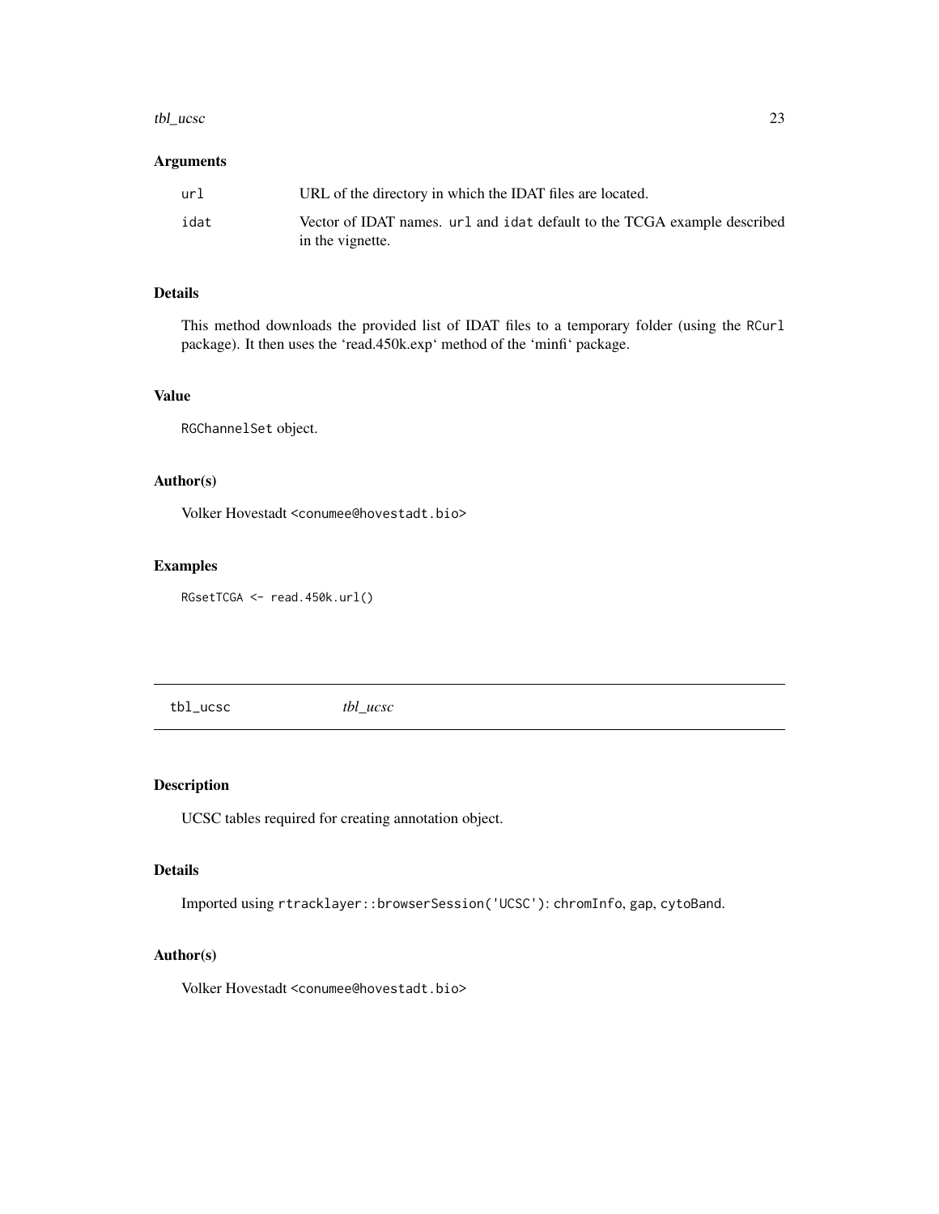### Arguments

| | |
|---|---|
| `url` | URL of the directory in which the IDAT files are located. |
| `idat` | Vector of IDAT names. `url` and `idat` default to the TCGA example described in the vignette. |

### Details

This method downloads the provided list of IDAT files to a temporary folder (using the `RCurl` package). It then uses the 'read.450k.exp' method of the 'minfi' package.

### Value

`RGChannelSet` object.

### Author(s)

Volker Hovestadt <conumee@hovestadt.bio>

### Examples

```
RGsetTCGA <- read.450k.url()
```

---

## tbl_ucsc &nbsp;&nbsp;&nbsp;&nbsp; *tbl_ucsc*

---

### Description

UCSC tables required for creating annotation object.

### Details

Imported using `rtracklayer::browserSession('UCSC')`: `chromInfo`, `gap`, `cytoBand`.

### Author(s)

Volker Hovestadt <conumee@hovestadt.bio>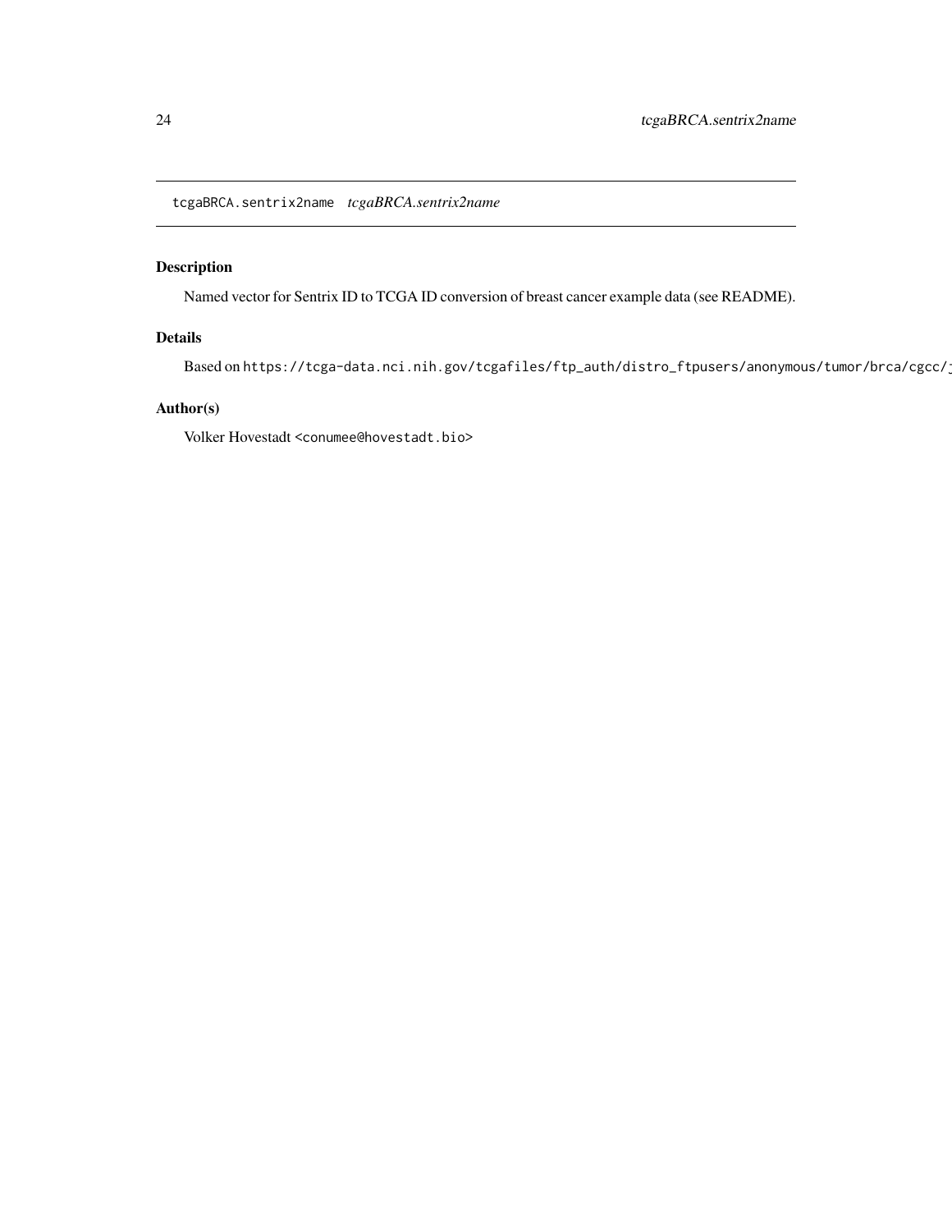tcgaBRCA.sentrix2name *tcgaBRCA.sentrix2name*

## Description

Named vector for Sentrix ID to TCGA ID conversion of breast cancer example data (see README).

## Details

Based on `https://tcga-data.nci.nih.gov/tcgafiles/ftp_auth/distro_ftpusers/anonymous/tumor/brca/cgcc/j`

## Author(s)

Volker Hovestadt `<conumee@hovestadt.bio>`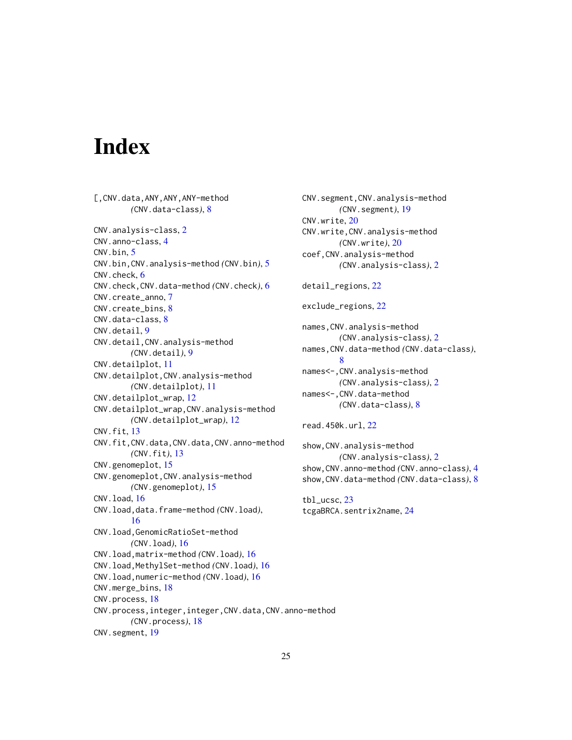# Index

[,CNV.data,ANY,ANY,ANY-method (CNV.data-class), 8

CNV.analysis-class, 2
CNV.anno-class, 4
CNV.bin, 5
CNV.bin,CNV.analysis-method (CNV.bin), 5
CNV.check, 6
CNV.check,CNV.data-method (CNV.check), 6
CNV.create_anno, 7
CNV.create_bins, 8
CNV.data-class, 8
CNV.detail, 9
CNV.detail,CNV.analysis-method (CNV.detail), 9
CNV.detailplot, 11
CNV.detailplot,CNV.analysis-method (CNV.detailplot), 11
CNV.detailplot_wrap, 12
CNV.detailplot_wrap,CNV.analysis-method (CNV.detailplot_wrap), 12
CNV.fit, 13
CNV.fit,CNV.data,CNV.data,CNV.anno-method (CNV.fit), 13
CNV.genomeplot, 15
CNV.genomeplot,CNV.analysis-method (CNV.genomeplot), 15
CNV.load, 16
CNV.load,data.frame-method (CNV.load), 16
CNV.load,GenomicRatioSet-method (CNV.load), 16
CNV.load,matrix-method (CNV.load), 16
CNV.load,MethylSet-method (CNV.load), 16
CNV.load,numeric-method (CNV.load), 16
CNV.merge_bins, 18
CNV.process, 18
CNV.process,integer,integer,CNV.data,CNV.anno-method (CNV.process), 18
CNV.segment, 19
CNV.segment,CNV.analysis-method (CNV.segment), 19
CNV.write, 20
CNV.write,CNV.analysis-method (CNV.write), 20
coef,CNV.analysis-method (CNV.analysis-class), 2

detail_regions, 22

exclude_regions, 22

names,CNV.analysis-method (CNV.analysis-class), 2
names,CNV.data-method (CNV.data-class), 8
names<-,CNV.analysis-method (CNV.analysis-class), 2
names<-,CNV.data-method (CNV.data-class), 8

read.450k.url, 22

show,CNV.analysis-method (CNV.analysis-class), 2
show,CNV.anno-method (CNV.anno-class), 4
show,CNV.data-method (CNV.data-class), 8

tbl_ucsc, 23
tcgaBRCA.sentrix2name, 24